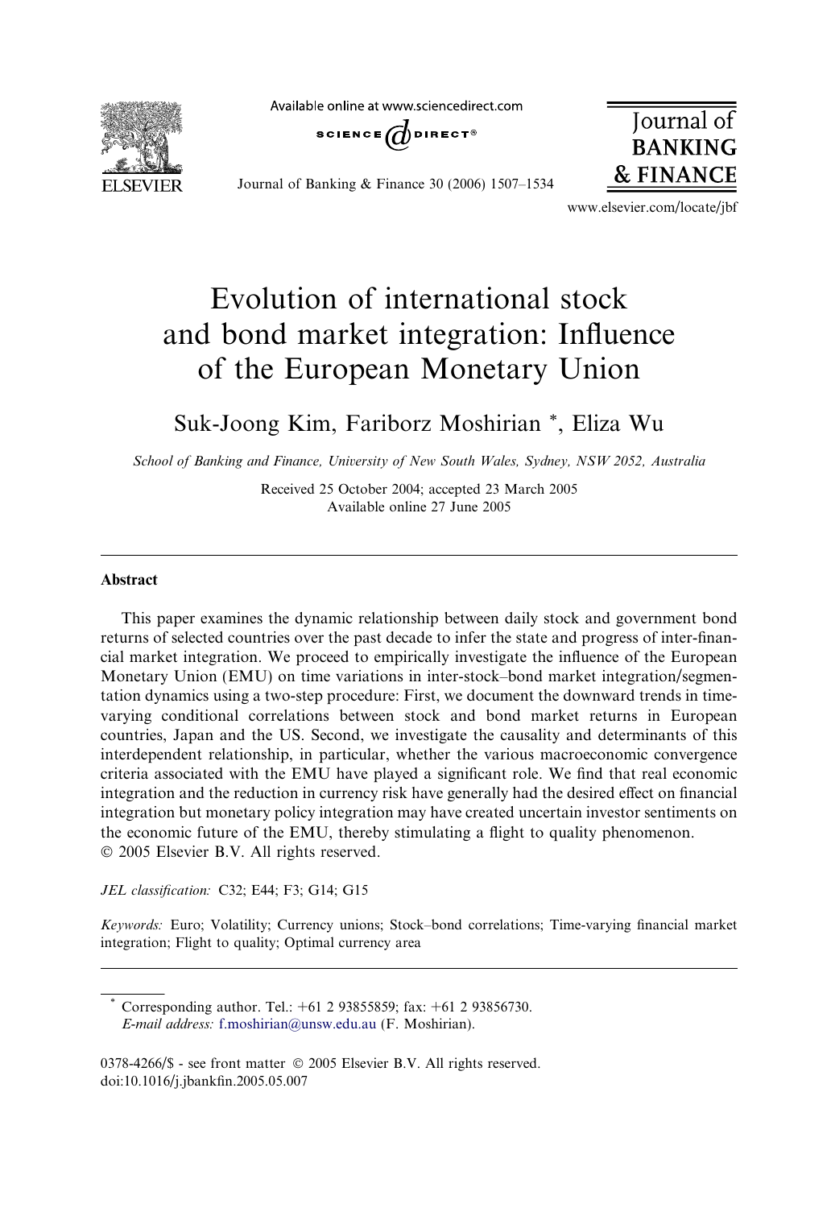# Evolution of international stock and bond market integration: Influence of the European Monetary Union

Suk-Joong Kim, Fariborz Moshirian *, Eliza Wu

*School of Banking and Finance, University of New South Wales, Sydney, NSW 2052, Australia*

Received 25 October 2004; accepted 23 March 2005
Available online 27 June 2005

## Abstract

This paper examines the dynamic relationship between daily stock and government bond returns of selected countries over the past decade to infer the state and progress of inter-financial market integration. We proceed to empirically investigate the influence of the European Monetary Union (EMU) on time variations in inter-stock–bond market integration/segmentation dynamics using a two-step procedure: First, we document the downward trends in time-varying conditional correlations between stock and bond market returns in European countries, Japan and the US. Second, we investigate the causality and determinants of this interdependent relationship, in particular, whether the various macroeconomic convergence criteria associated with the EMU have played a significant role. We find that real economic integration and the reduction in currency risk have generally had the desired effect on financial integration but monetary policy integration may have created uncertain investor sentiments on the economic future of the EMU, thereby stimulating a flight to quality phenomenon.
© 2005 Elsevier B.V. All rights reserved.

*JEL classification:* C32; E44; F3; G14; G15

*Keywords:* Euro; Volatility; Currency unions; Stock–bond correlations; Time-varying financial market integration; Flight to quality; Optimal currency area

---

* Corresponding author. Tel.: +61 2 93855859; fax: +61 2 93856730.
*E-mail address:* f.moshirian@unsw.edu.au (F. Moshirian).

0378-4266/$ - see front matter © 2005 Elsevier B.V. All rights reserved.
doi:10.1016/j.jbankfin.2005.05.007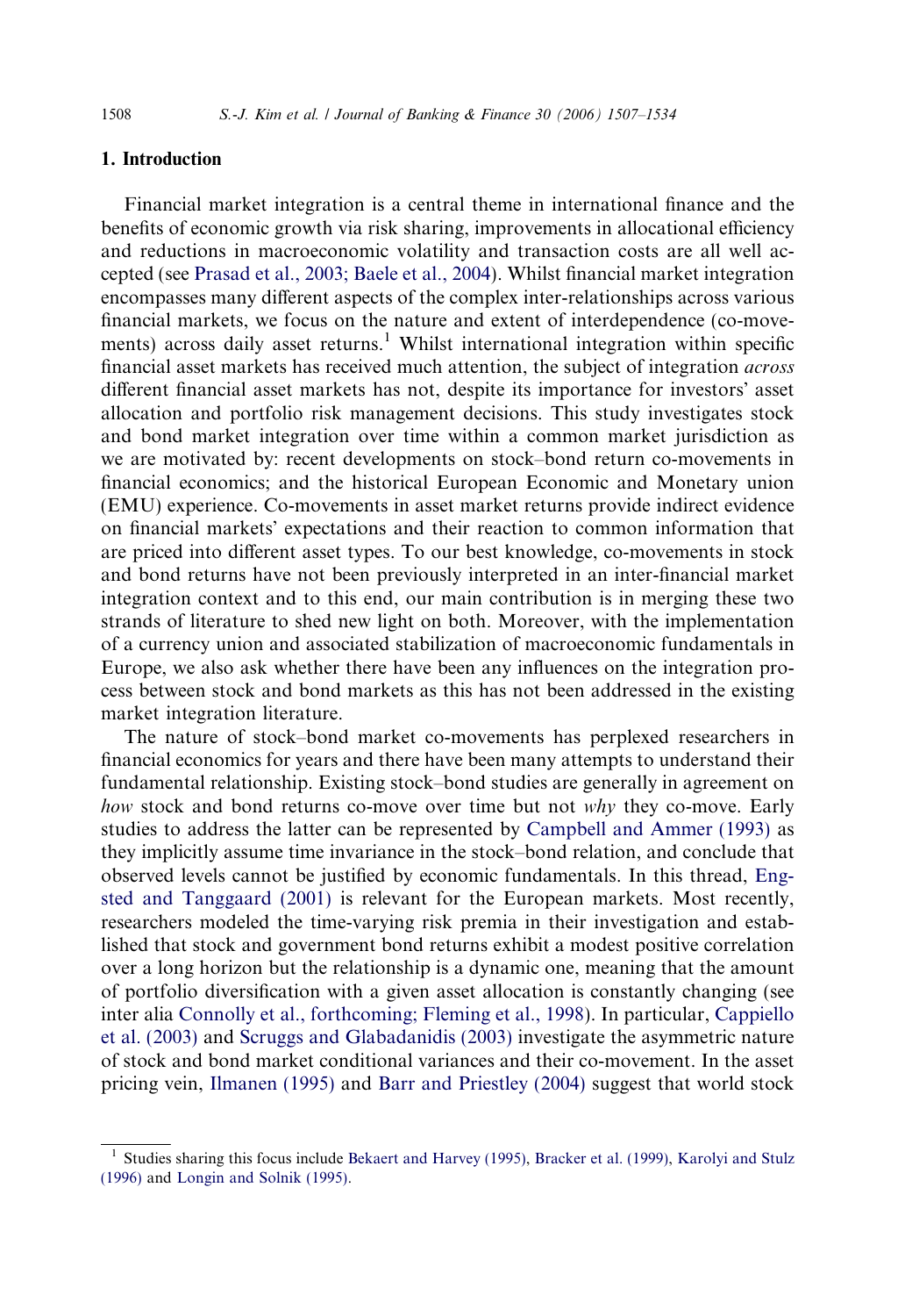## 1. Introduction

Financial market integration is a central theme in international finance and the benefits of economic growth via risk sharing, improvements in allocational efficiency and reductions in macroeconomic volatility and transaction costs are all well accepted (see Prasad et al., 2003; Baele et al., 2004). Whilst financial market integration encompasses many different aspects of the complex inter-relationships across various financial markets, we focus on the nature and extent of interdependence (co-movements) across daily asset returns.[1] Whilst international integration within specific financial asset markets has received much attention, the subject of integration *across* different financial asset markets has not, despite its importance for investors' asset allocation and portfolio risk management decisions. This study investigates stock and bond market integration over time within a common market jurisdiction as we are motivated by: recent developments on stock–bond return co-movements in financial economics; and the historical European Economic and Monetary union (EMU) experience. Co-movements in asset market returns provide indirect evidence on financial markets' expectations and their reaction to common information that are priced into different asset types. To our best knowledge, co-movements in stock and bond returns have not been previously interpreted in an inter-financial market integration context and to this end, our main contribution is in merging these two strands of literature to shed new light on both. Moreover, with the implementation of a currency union and associated stabilization of macroeconomic fundamentals in Europe, we also ask whether there have been any influences on the integration process between stock and bond markets as this has not been addressed in the existing market integration literature.

The nature of stock–bond market co-movements has perplexed researchers in financial economics for years and there have been many attempts to understand their fundamental relationship. Existing stock–bond studies are generally in agreement on *how* stock and bond returns co-move over time but not *why* they co-move. Early studies to address the latter can be represented by Campbell and Ammer (1993) as they implicitly assume time invariance in the stock–bond relation, and conclude that observed levels cannot be justified by economic fundamentals. In this thread, Engsted and Tanggaard (2001) is relevant for the European markets. Most recently, researchers modeled the time-varying risk premia in their investigation and established that stock and government bond returns exhibit a modest positive correlation over a long horizon but the relationship is a dynamic one, meaning that the amount of portfolio diversification with a given asset allocation is constantly changing (see inter alia Connolly et al., forthcoming; Fleming et al., 1998). In particular, Cappiello et al. (2003) and Scruggs and Glabadanidis (2003) investigate the asymmetric nature of stock and bond market conditional variances and their co-movement. In the asset pricing vein, Ilmanen (1995) and Barr and Priestley (2004) suggest that world stock

[1] Studies sharing this focus include Bekaert and Harvey (1995), Bracker et al. (1999), Karolyi and Stulz (1996) and Longin and Solnik (1995).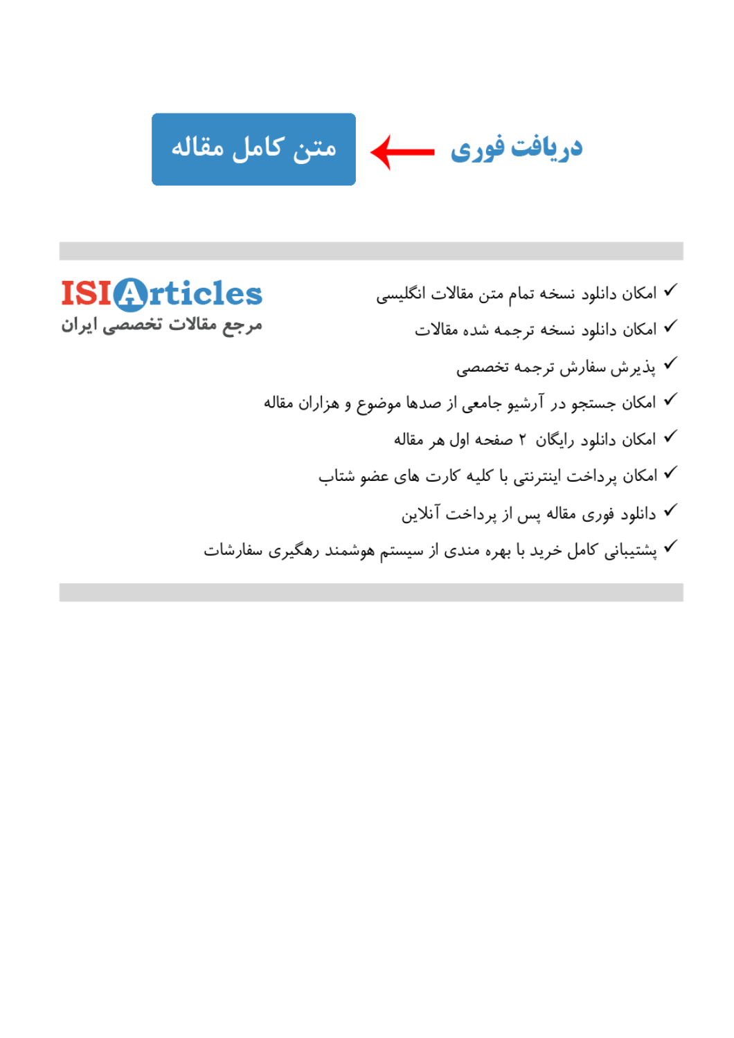دریافت فوری ← متن کامل مقاله

**ISIArticles**
مرجع مقالات تخصصی ایران

- ✓ امکان دانلود نسخه تمام متن مقالات انگلیسی
- ✓ امکان دانلود نسخه ترجمه شده مقالات
- ✓ پذیرش سفارش ترجمه تخصصی
- ✓ امکان جستجو در آرشیو جامعی از صدها موضوع و هزاران مقاله
- ✓ امکان دانلود رایگان ۲ صفحه اول هر مقاله
- ✓ امکان پرداخت اینترنتی با کلیه کارت های عضو شتاب
- ✓ دانلود فوری مقاله پس از پرداخت آنلاین
- ✓ پشتیبانی کامل خرید با بهره مندی از سیستم هوشمند رهگیری سفارشات